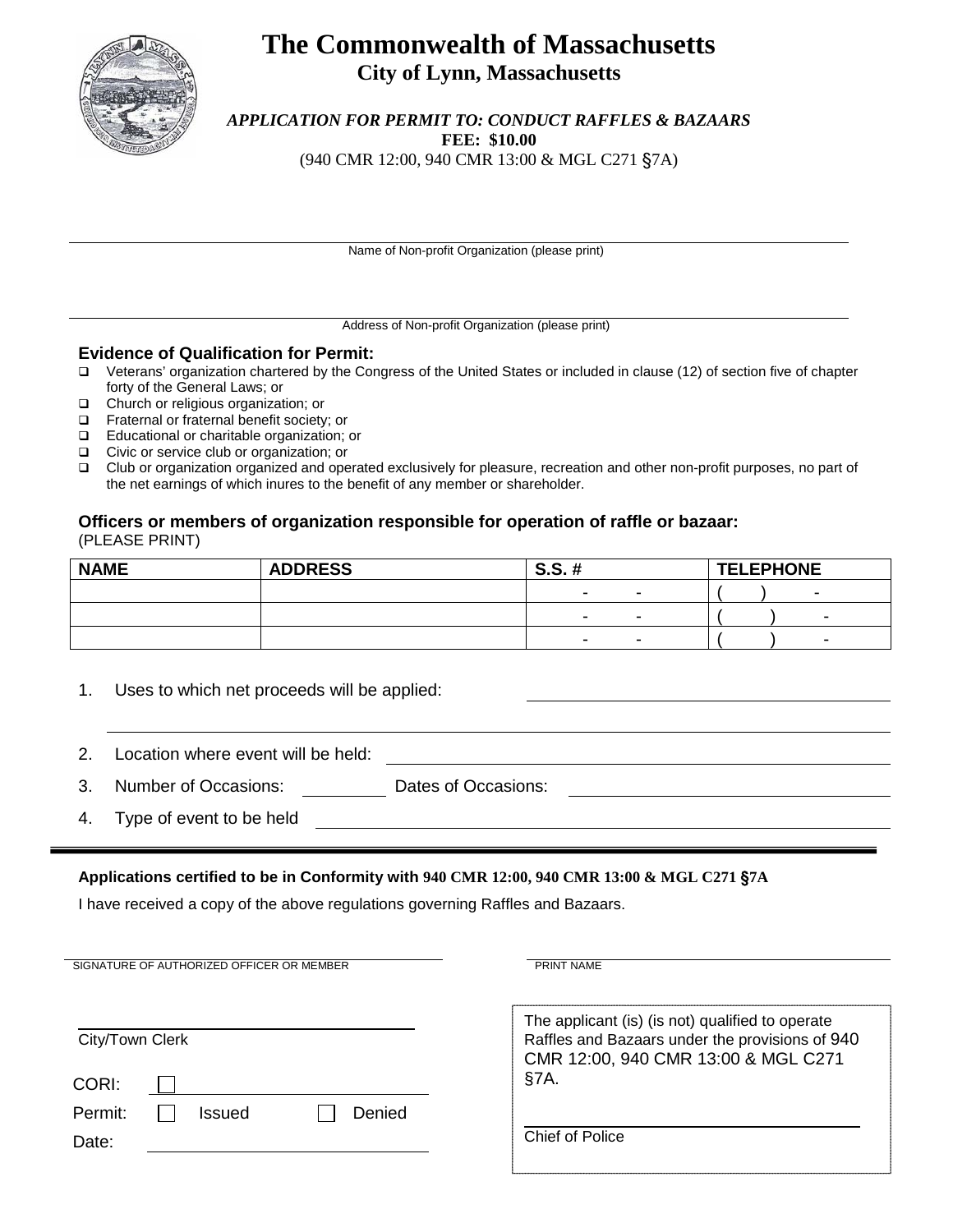# The Commonwealth of Massachusetts

## City of Lynn, Massachusetts

***APPLICATION FOR PERMIT TO: CONDUCT RAFFLES & BAZAARS***

**FEE: $10.00**

(940 CMR 12:00, 940 CMR 13:00 & MGL C271 §7A)

---

Name of Non-profit Organization (please print)

---

Address of Non-profit Organization (please print)

### Evidence of Qualification for Permit:

- ☐ Veterans' organization chartered by the Congress of the United States or included in clause (12) of section five of chapter forty of the General Laws; or
- ☐ Church or religious organization; or
- ☐ Fraternal or fraternal benefit society; or
- ☐ Educational or charitable organization; or
- ☐ Civic or service club or organization; or
- ☐ Club or organization organized and operated exclusively for pleasure, recreation and other non-profit purposes, no part of the net earnings of which inures to the benefit of any member or shareholder.

### Officers or members of organization responsible for operation of raffle or bazaar:

(PLEASE PRINT)

| NAME | ADDRESS | S.S. # | TELEPHONE |
|---|---|---|---|
| | | - - | ( ) - |
| | | - - | ( ) - |
| | | - - | ( ) - |

1. Uses to which net proceeds will be applied: ______________________

   ______________________________________________

2. Location where event will be held: ______________________

3. Number of Occasions: ________ Dates of Occasions: ______________________

4. Type of event to be held ______________________

---

**Applications certified to be in Conformity with 940 CMR 12:00, 940 CMR 13:00 & MGL C271 §7A**

I have received a copy of the above regulations governing Raffles and Bazaars.

SIGNATURE OF AUTHORIZED OFFICER OR MEMBER ______________________ PRINT NAME ______________________

______________________

City/Town Clerk

CORI: ☐ ______________________

Permit: ☐ Issued ☐ Denied

Date: ______________________

The applicant (is) (is not) qualified to operate Raffles and Bazaars under the provisions of 940 CMR 12:00, 940 CMR 13:00 & MGL C271 §7A.

______________________

Chief of Police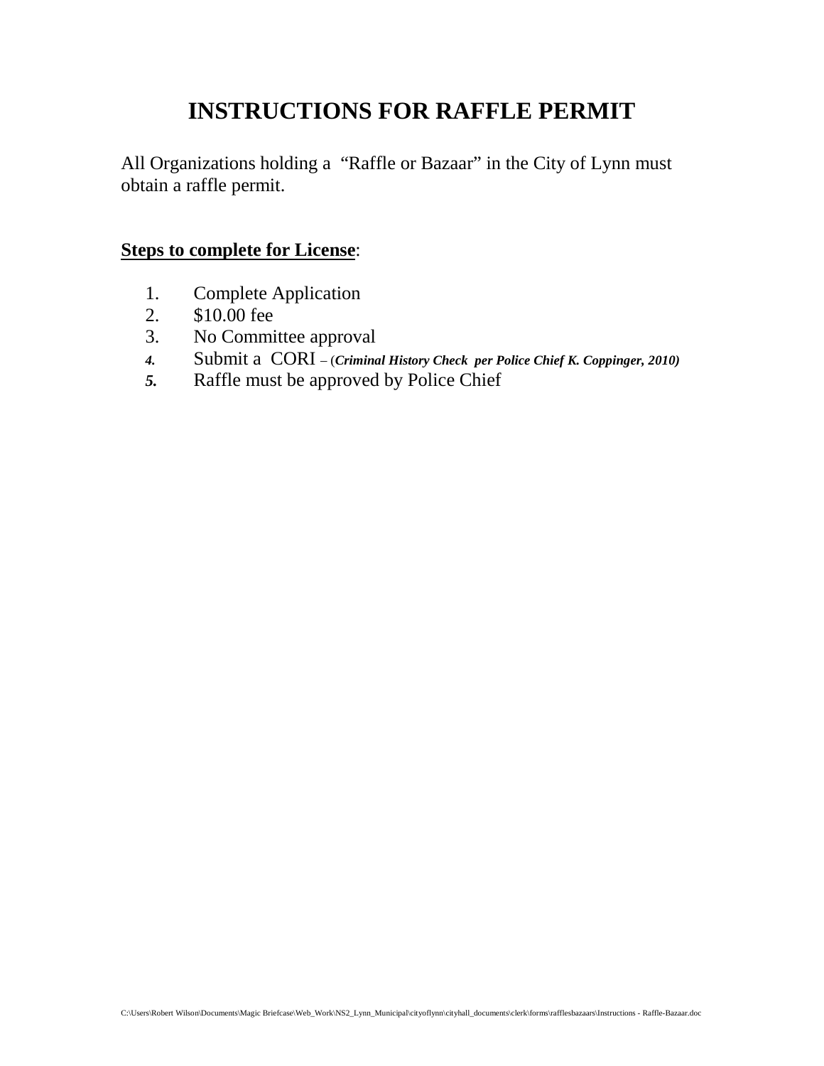# INSTRUCTIONS FOR RAFFLE PERMIT

All Organizations holding a "Raffle or Bazaar" in the City of Lynn must obtain a raffle permit.

**Steps to complete for License**:

1. Complete Application
2. $10.00 fee
3. No Committee approval
4. Submit a CORI – (***Criminal History Check per Police Chief K. Coppinger, 2010)***
5. Raffle must be approved by Police Chief

C:\Users\Robert Wilson\Documents\Magic Briefcase\Web_Work\NS2_Lynn_Municipal\cityoflynn\cityhall_documents\clerk\forms\rafflesbazaars\Instructions - Raffle-Bazaar.doc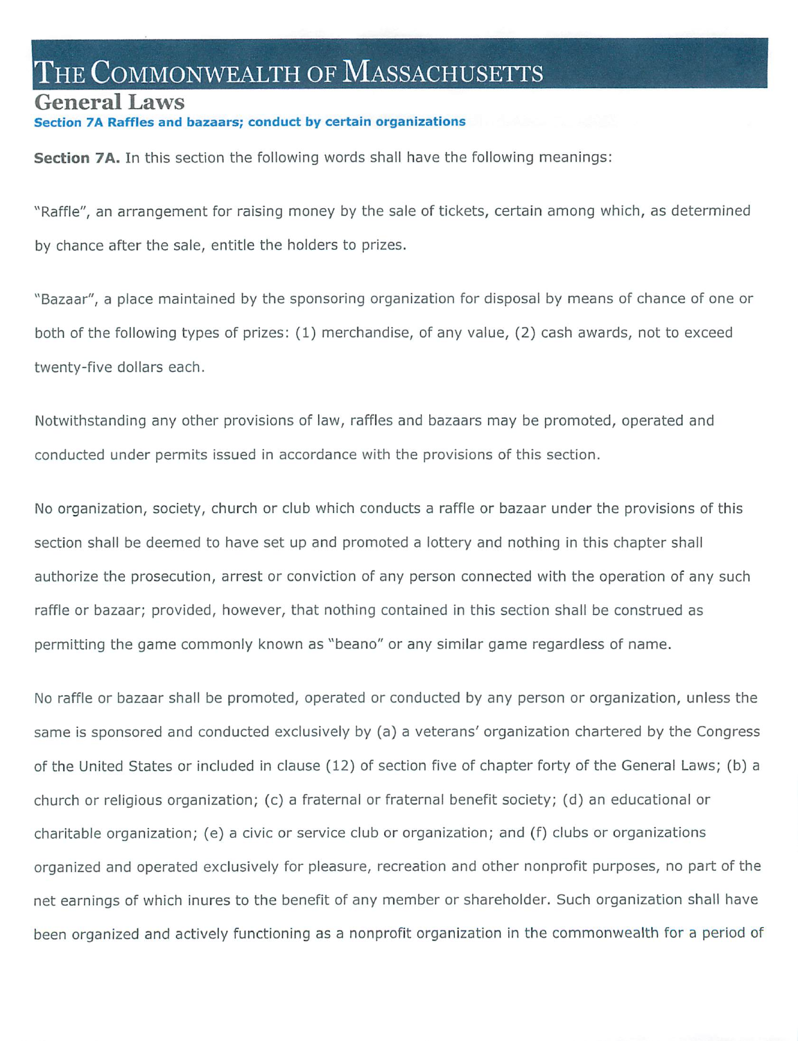# The Commonwealth of Massachusetts

## General Laws

**Section 7A Raffles and bazaars; conduct by certain organizations**

**Section 7A.** In this section the following words shall have the following meanings:

"Raffle", an arrangement for raising money by the sale of tickets, certain among which, as determined by chance after the sale, entitle the holders to prizes.

"Bazaar", a place maintained by the sponsoring organization for disposal by means of chance of one or both of the following types of prizes: (1) merchandise, of any value, (2) cash awards, not to exceed twenty-five dollars each.

Notwithstanding any other provisions of law, raffles and bazaars may be promoted, operated and conducted under permits issued in accordance with the provisions of this section.

No organization, society, church or club which conducts a raffle or bazaar under the provisions of this section shall be deemed to have set up and promoted a lottery and nothing in this chapter shall authorize the prosecution, arrest or conviction of any person connected with the operation of any such raffle or bazaar; provided, however, that nothing contained in this section shall be construed as permitting the game commonly known as "beano" or any similar game regardless of name.

No raffle or bazaar shall be promoted, operated or conducted by any person or organization, unless the same is sponsored and conducted exclusively by (a) a veterans' organization chartered by the Congress of the United States or included in clause (12) of section five of chapter forty of the General Laws; (b) a church or religious organization; (c) a fraternal or fraternal benefit society; (d) an educational or charitable organization; (e) a civic or service club or organization; and (f) clubs or organizations organized and operated exclusively for pleasure, recreation and other nonprofit purposes, no part of the net earnings of which inures to the benefit of any member or shareholder. Such organization shall have been organized and actively functioning as a nonprofit organization in the commonwealth for a period of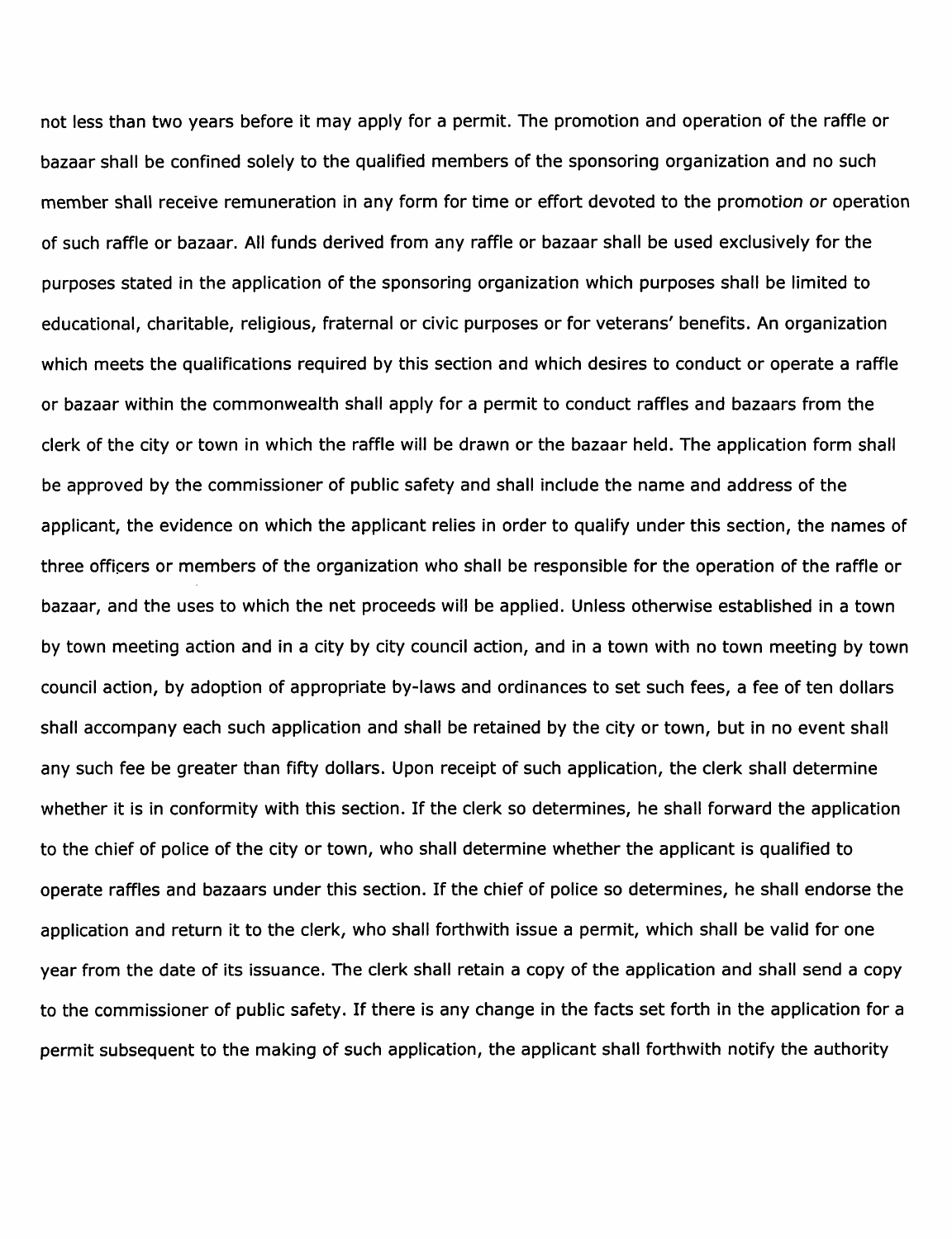not less than two years before it may apply for a permit. The promotion and operation of the raffle or bazaar shall be confined solely to the qualified members of the sponsoring organization and no such member shall receive remuneration in any form for time or effort devoted to the promotion or operation of such raffle or bazaar. All funds derived from any raffle or bazaar shall be used exclusively for the purposes stated in the application of the sponsoring organization which purposes shall be limited to educational, charitable, religious, fraternal or civic purposes or for veterans' benefits. An organization which meets the qualifications required by this section and which desires to conduct or operate a raffle or bazaar within the commonwealth shall apply for a permit to conduct raffles and bazaars from the clerk of the city or town in which the raffle will be drawn or the bazaar held. The application form shall be approved by the commissioner of public safety and shall include the name and address of the applicant, the evidence on which the applicant relies in order to qualify under this section, the names of three officers or members of the organization who shall be responsible for the operation of the raffle or bazaar, and the uses to which the net proceeds will be applied. Unless otherwise established in a town by town meeting action and in a city by city council action, and in a town with no town meeting by town council action, by adoption of appropriate by-laws and ordinances to set such fees, a fee of ten dollars shall accompany each such application and shall be retained by the city or town, but in no event shall any such fee be greater than fifty dollars. Upon receipt of such application, the clerk shall determine whether it is in conformity with this section. If the clerk so determines, he shall forward the application to the chief of police of the city or town, who shall determine whether the applicant is qualified to operate raffles and bazaars under this section. If the chief of police so determines, he shall endorse the application and return it to the clerk, who shall forthwith issue a permit, which shall be valid for one year from the date of its issuance. The clerk shall retain a copy of the application and shall send a copy to the commissioner of public safety. If there is any change in the facts set forth in the application for a permit subsequent to the making of such application, the applicant shall forthwith notify the authority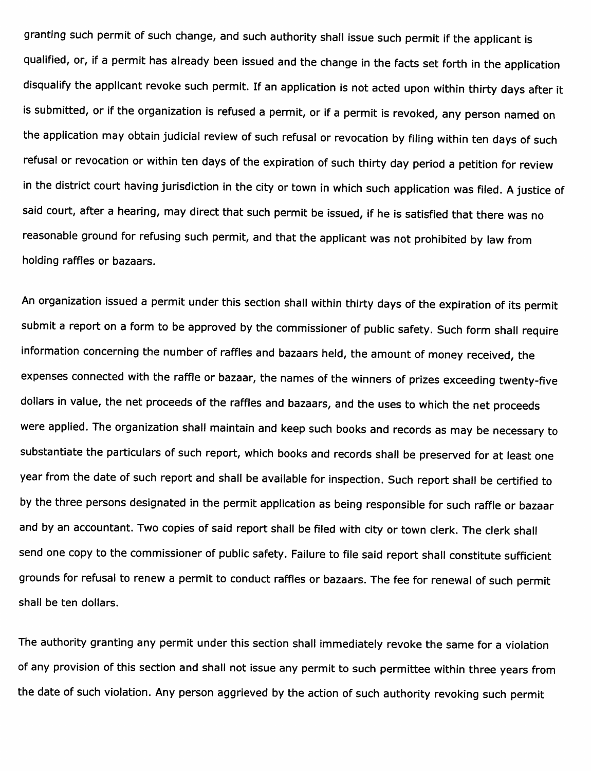granting such permit of such change, and such authority shall issue such permit if the applicant is qualified, or, if a permit has already been issued and the change in the facts set forth in the application disqualify the applicant revoke such permit. If an application is not acted upon within thirty days after it is submitted, or if the organization is refused a permit, or if a permit is revoked, any person named on the application may obtain judicial review of such refusal or revocation by filing within ten days of such refusal or revocation or within ten days of the expiration of such thirty day period a petition for review in the district court having jurisdiction in the city or town in which such application was filed. A justice of said court, after a hearing, may direct that such permit be issued, if he is satisfied that there was no reasonable ground for refusing such permit, and that the applicant was not prohibited by law from holding raffles or bazaars.

An organization issued a permit under this section shall within thirty days of the expiration of its permit submit a report on a form to be approved by the commissioner of public safety. Such form shall require information concerning the number of raffles and bazaars held, the amount of money received, the expenses connected with the raffle or bazaar, the names of the winners of prizes exceeding twenty-five dollars in value, the net proceeds of the raffles and bazaars, and the uses to which the net proceeds were applied. The organization shall maintain and keep such books and records as may be necessary to substantiate the particulars of such report, which books and records shall be preserved for at least one year from the date of such report and shall be available for inspection. Such report shall be certified to by the three persons designated in the permit application as being responsible for such raffle or bazaar and by an accountant. Two copies of said report shall be filed with city or town clerk. The clerk shall send one copy to the commissioner of public safety. Failure to file said report shall constitute sufficient grounds for refusal to renew a permit to conduct raffles or bazaars. The fee for renewal of such permit shall be ten dollars.

The authority granting any permit under this section shall immediately revoke the same for a violation of any provision of this section and shall not issue any permit to such permittee within three years from the date of such violation. Any person aggrieved by the action of such authority revoking such permit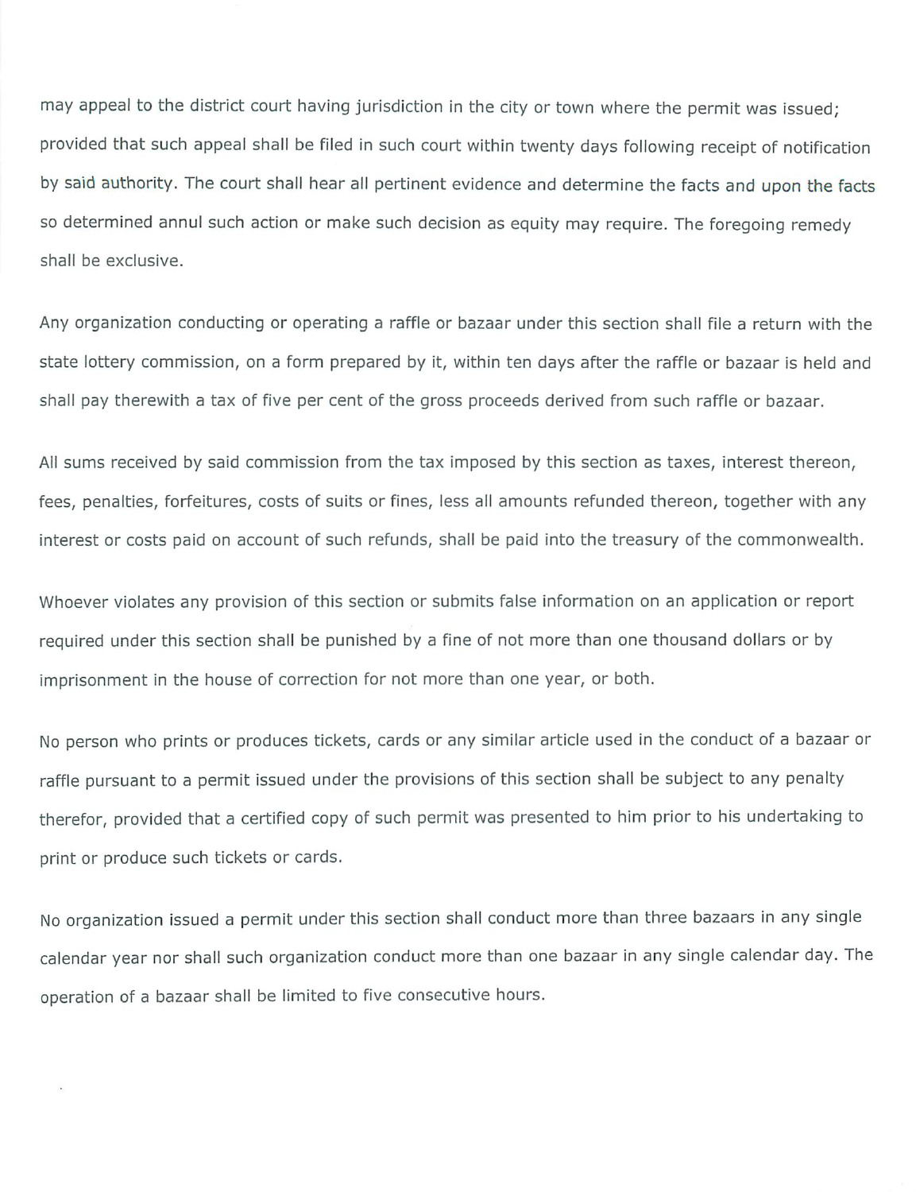may appeal to the district court having jurisdiction in the city or town where the permit was issued; provided that such appeal shall be filed in such court within twenty days following receipt of notification by said authority. The court shall hear all pertinent evidence and determine the facts and upon the facts so determined annul such action or make such decision as equity may require. The foregoing remedy shall be exclusive.

Any organization conducting or operating a raffle or bazaar under this section shall file a return with the state lottery commission, on a form prepared by it, within ten days after the raffle or bazaar is held and shall pay therewith a tax of five per cent of the gross proceeds derived from such raffle or bazaar.

All sums received by said commission from the tax imposed by this section as taxes, interest thereon, fees, penalties, forfeitures, costs of suits or fines, less all amounts refunded thereon, together with any interest or costs paid on account of such refunds, shall be paid into the treasury of the commonwealth.

Whoever violates any provision of this section or submits false information on an application or report required under this section shall be punished by a fine of not more than one thousand dollars or by imprisonment in the house of correction for not more than one year, or both.

No person who prints or produces tickets, cards or any similar article used in the conduct of a bazaar or raffle pursuant to a permit issued under the provisions of this section shall be subject to any penalty therefor, provided that a certified copy of such permit was presented to him prior to his undertaking to print or produce such tickets or cards.

No organization issued a permit under this section shall conduct more than three bazaars in any single calendar year nor shall such organization conduct more than one bazaar in any single calendar day. The operation of a bazaar shall be limited to five consecutive hours.